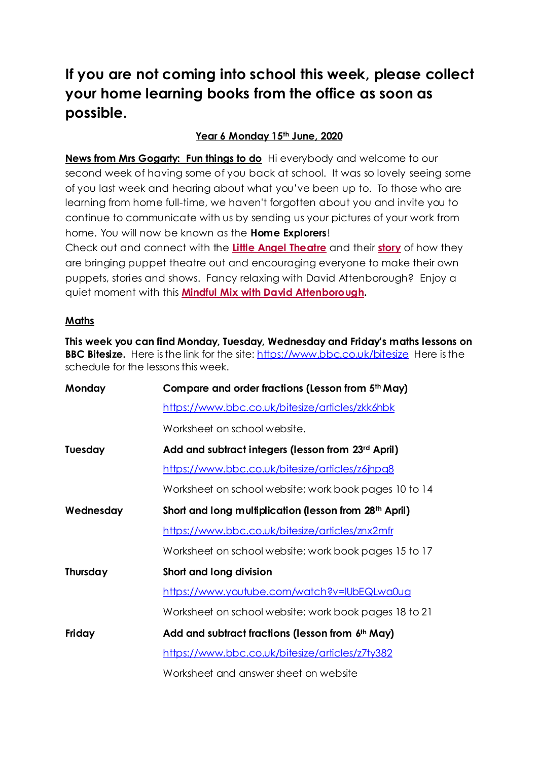# If you are not coming into school this week, please collect your home learning books from the office as soon as possible.

**Year 6 Monday 15th June, 2020**

**News from Mrs Gogarty: Fun things to do** Hi everybody and welcome to our second week of having some of you back at school. It was so lovely seeing some of you last week and hearing about what you've been up to. To those who are learning from home full-time, we haven't forgotten about you and invite you to continue to communicate with us by sending us your pictures of your work from home. You will now be known as the **Home Explorers**!
Check out and connect with the **Little Angel Theatre** and their **story** of how they are bringing puppet theatre out and encouraging everyone to make their own puppets, stories and shows. Fancy relaxing with David Attenborough? Enjoy a quiet moment with this **Mindful Mix with David Attenborough**.

## Maths

**This week you can find Monday, Tuesday, Wednesday and Friday's maths lessons on BBC Bitesize.** Here is the link for the site: https://www.bbc.co.uk/bitesize Here is the schedule for the lessons this week.

| | |
|---|---|
| **Monday** | **Compare and order fractions (Lesson from 5th May)** |
| | https://www.bbc.co.uk/bitesize/articles/zkk6hbk |
| | Worksheet on school website. |
| **Tuesday** | **Add and subtract integers (lesson from 23rd April)** |
| | https://www.bbc.co.uk/bitesize/articles/z6jhpg8 |
| | Worksheet on school website; work book pages 10 to 14 |
| **Wednesday** | **Short and long multiplication (lesson from 28th April)** |
| | https://www.bbc.co.uk/bitesize/articles/znx2mfr |
| | Worksheet on school website; work book pages 15 to 17 |
| **Thursday** | **Short and long division** |
| | https://www.youtube.com/watch?v=lUbEQLwa0ug |
| | Worksheet on school website; work book pages 18 to 21 |
| **Friday** | **Add and subtract fractions (lesson from 6th May)** |
| | https://www.bbc.co.uk/bitesize/articles/z7ty382 |
| | Worksheet and answer sheet on website |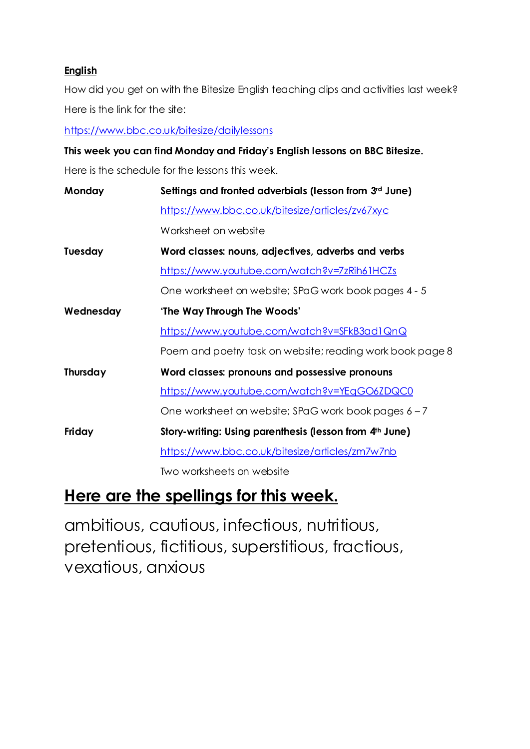**English**

How did you get on with the Bitesize English teaching clips and activities last week?

Here is the link for the site:

https://www.bbc.co.uk/bitesize/dailylessons

**This week you can find Monday and Friday's English lessons on BBC Bitesize.**

Here is the schedule for the lessons this week.

| | |
|---|---|
| **Monday** | **Settings and fronted adverbials (lesson from 3rd June)** |
| | https://www.bbc.co.uk/bitesize/articles/zv67xyc |
| | Worksheet on website |
| **Tuesday** | **Word classes: nouns, adjectives, adverbs and verbs** |
| | https://www.youtube.com/watch?v=7zRih61HCZs |
| | One worksheet on website; SPaG work book pages 4 - 5 |
| **Wednesday** | **'The Way Through The Woods'** |
| | https://www.youtube.com/watch?v=SFkB3ad1QnQ |
| | Poem and poetry task on website; reading work book page 8 |
| **Thursday** | **Word classes: pronouns and possessive pronouns** |
| | https://www.youtube.com/watch?v=YEqGO6ZDQC0 |
| | One worksheet on website; SPaG work book pages 6 – 7 |
| **Friday** | **Story-writing: Using parenthesis (lesson from 4th June)** |
| | https://www.bbc.co.uk/bitesize/articles/zm7w7nb |
| | Two worksheets on website |

## Here are the spellings for this week.

ambitious, cautious, infectious, nutritious, pretentious, fictitious, superstitious, fractious, vexatious, anxious